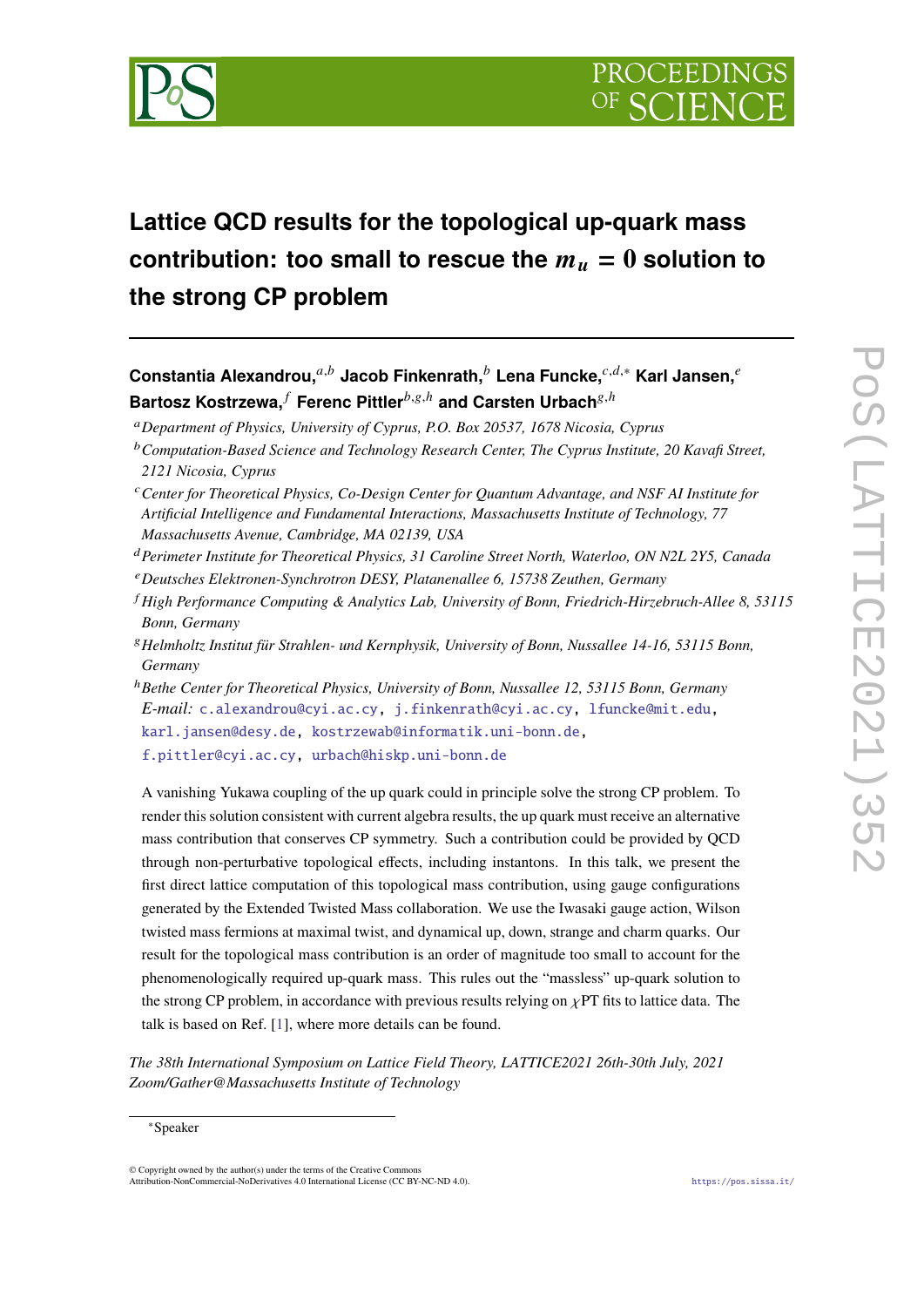# Lattice QCD results for the topological up-quark mass contribution: too small to rescue the $m_u = 0$ solution to the strong CP problem

**Constantia Alexandrou,**[a,b] **Jacob Finkenrath,**[b] **Lena Funcke,**[c,d,*] **Karl Jansen,**[e] **Bartosz Kostrzewa,**[f] **Ferenc Pittler**[b,g,h] **and Carsten Urbach**[g,h]

[a] *Department of Physics, University of Cyprus, P.O. Box 20537, 1678 Nicosia, Cyprus*

[b] *Computation-Based Science and Technology Research Center, The Cyprus Institute, 20 Kavafi Street, 2121 Nicosia, Cyprus*

[c] *Center for Theoretical Physics, Co-Design Center for Quantum Advantage, and NSF AI Institute for Artificial Intelligence and Fundamental Interactions, Massachusetts Institute of Technology, 77 Massachusetts Avenue, Cambridge, MA 02139, USA*

[d] *Perimeter Institute for Theoretical Physics, 31 Caroline Street North, Waterloo, ON N2L 2Y5, Canada*

[e] *Deutsches Elektronen-Synchrotron DESY, Platanenallee 6, 15738 Zeuthen, Germany*

[f] *High Performance Computing & Analytics Lab, University of Bonn, Friedrich-Hirzebruch-Allee 8, 53115 Bonn, Germany*

[g] *Helmholtz Institut für Strahlen- und Kernphysik, University of Bonn, Nussallee 14-16, 53115 Bonn, Germany*

[h] *Bethe Center for Theoretical Physics, University of Bonn, Nussallee 12, 53115 Bonn, Germany*

*E-mail:* c.alexandrou@cyi.ac.cy, j.finkenrath@cyi.ac.cy, lfuncke@mit.edu, karl.jansen@desy.de, kostrzewab@informatik.uni-bonn.de, f.pittler@cyi.ac.cy, urbach@hiskp.uni-bonn.de

A vanishing Yukawa coupling of the up quark could in principle solve the strong CP problem. To render this solution consistent with current algebra results, the up quark must receive an alternative mass contribution that conserves CP symmetry. Such a contribution could be provided by QCD through non-perturbative topological effects, including instantons. In this talk, we present the first direct lattice computation of this topological mass contribution, using gauge configurations generated by the Extended Twisted Mass collaboration. We use the Iwasaki gauge action, Wilson twisted mass fermions at maximal twist, and dynamical up, down, strange and charm quarks. Our result for the topological mass contribution is an order of magnitude too small to account for the phenomenologically required up-quark mass. This rules out the "massless" up-quark solution to the strong CP problem, in accordance with previous results relying on $\chi$PT fits to lattice data. The talk is based on Ref. [1], where more details can be found.

*The 38th International Symposium on Lattice Field Theory, LATTICE2021 26th-30th July, 2021 Zoom/Gather@Massachusetts Institute of Technology*

*Speaker

© Copyright owned by the author(s) under the terms of the Creative Commons Attribution-NonCommercial-NoDerivatives 4.0 International License (CC BY-NC-ND 4.0).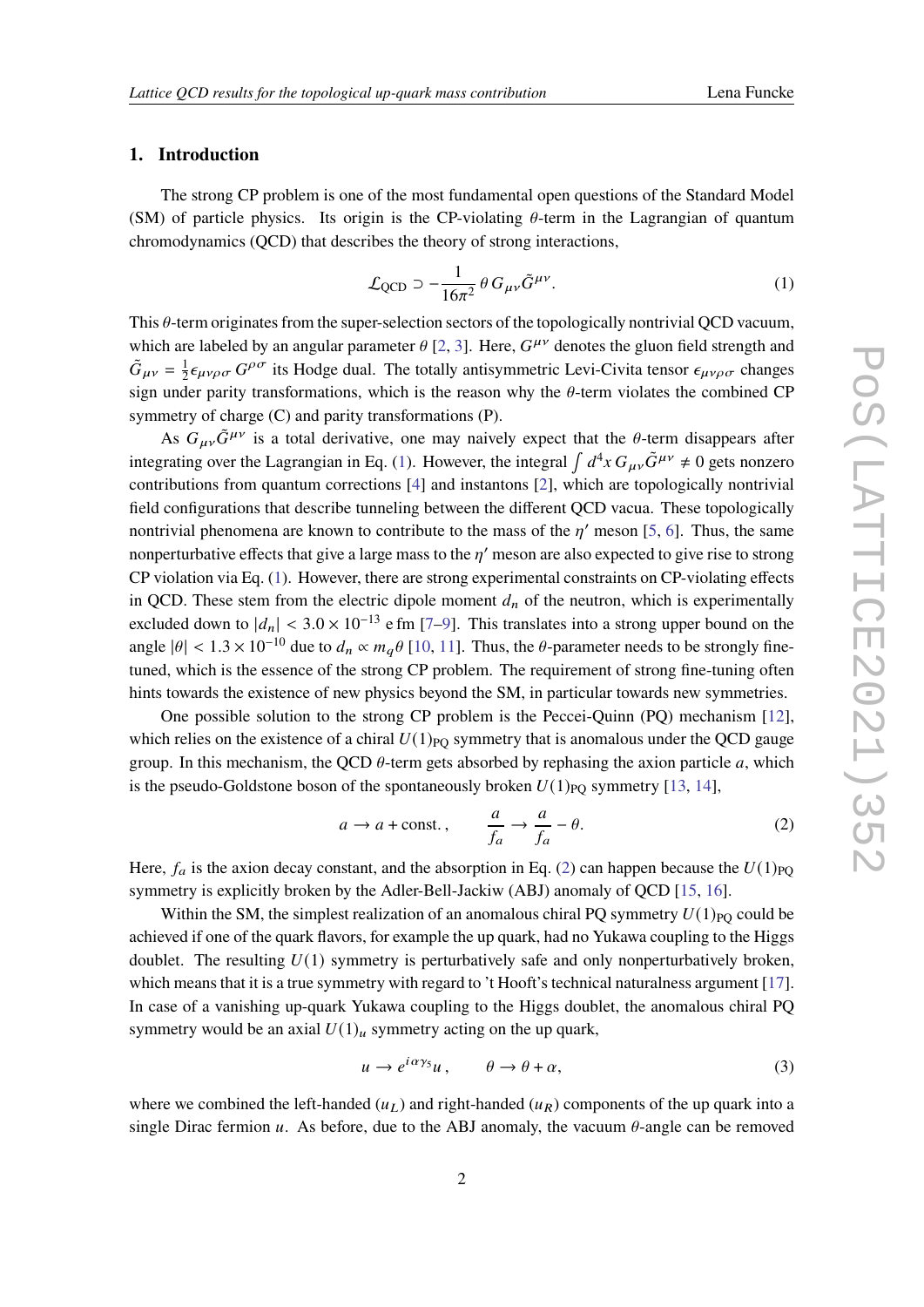## 1. Introduction

The strong CP problem is one of the most fundamental open questions of the Standard Model (SM) of particle physics. Its origin is the CP-violating $\theta$-term in the Lagrangian of quantum chromodynamics (QCD) that describes the theory of strong interactions,

$$\mathcal{L}_{\text{QCD}} \supset -\frac{1}{16\pi^2}\,\theta\, G_{\mu\nu}\tilde{G}^{\mu\nu}. \tag{1}$$

This $\theta$-term originates from the super-selection sectors of the topologically nontrivial QCD vacuum, which are labeled by an angular parameter $\theta$ [2, 3]. Here, $G^{\mu\nu}$ denotes the gluon field strength and $\tilde{G}_{\mu\nu} = \frac{1}{2}\epsilon_{\mu\nu\rho\sigma}\, G^{\rho\sigma}$ its Hodge dual. The totally antisymmetric Levi-Civita tensor $\epsilon_{\mu\nu\rho\sigma}$ changes sign under parity transformations, which is the reason why the $\theta$-term violates the combined CP symmetry of charge (C) and parity transformations (P).

As $G_{\mu\nu}\tilde{G}^{\mu\nu}$ is a total derivative, one may naively expect that the $\theta$-term disappears after integrating over the Lagrangian in Eq. (1). However, the integral $\int d^4x\, G_{\mu\nu}\tilde{G}^{\mu\nu} \neq 0$ gets nonzero contributions from quantum corrections [4] and instantons [2], which are topologically nontrivial field configurations that describe tunneling between the different QCD vacua. These topologically nontrivial phenomena are known to contribute to the mass of the $\eta'$ meson [5, 6]. Thus, the same nonperturbative effects that give a large mass to the $\eta'$ meson are also expected to give rise to strong CP violation via Eq. (1). However, there are strong experimental constraints on CP-violating effects in QCD. These stem from the electric dipole moment $d_n$ of the neutron, which is experimentally excluded down to $|d_n| < 3.0 \times 10^{-13}$ e fm [7–9]. This translates into a strong upper bound on the angle $|\theta| < 1.3 \times 10^{-10}$ due to $d_n \propto m_q\theta$ [10, 11]. Thus, the $\theta$-parameter needs to be strongly fine-tuned, which is the essence of the strong CP problem. The requirement of strong fine-tuning often hints towards the existence of new physics beyond the SM, in particular towards new symmetries.

One possible solution to the strong CP problem is the Peccei-Quinn (PQ) mechanism [12], which relies on the existence of a chiral $U(1)_{\text{PQ}}$ symmetry that is anomalous under the QCD gauge group. In this mechanism, the QCD $\theta$-term gets absorbed by rephasing the axion particle $a$, which is the pseudo-Goldstone boson of the spontaneously broken $U(1)_{\text{PQ}}$ symmetry [13, 14],

$$a \to a + \text{const.}\,, \qquad \frac{a}{f_a} \to \frac{a}{f_a} - \theta. \tag{2}$$

Here, $f_a$ is the axion decay constant, and the absorption in Eq. (2) can happen because the $U(1)_{\text{PQ}}$ symmetry is explicitly broken by the Adler-Bell-Jackiw (ABJ) anomaly of QCD [15, 16].

Within the SM, the simplest realization of an anomalous chiral PQ symmetry $U(1)_{\text{PQ}}$ could be achieved if one of the quark flavors, for example the up quark, had no Yukawa coupling to the Higgs doublet. The resulting $U(1)$ symmetry is perturbatively safe and only nonperturbatively broken, which means that it is a true symmetry with regard to 't Hooft's technical naturalness argument [17]. In case of a vanishing up-quark Yukawa coupling to the Higgs doublet, the anomalous chiral PQ symmetry would be an axial $U(1)_u$ symmetry acting on the up quark,

$$u \to e^{i\alpha\gamma_5}u\,, \qquad \theta \to \theta + \alpha, \tag{3}$$

where we combined the left-handed ($u_L$) and right-handed ($u_R$) components of the up quark into a single Dirac fermion $u$. As before, due to the ABJ anomaly, the vacuum $\theta$-angle can be removed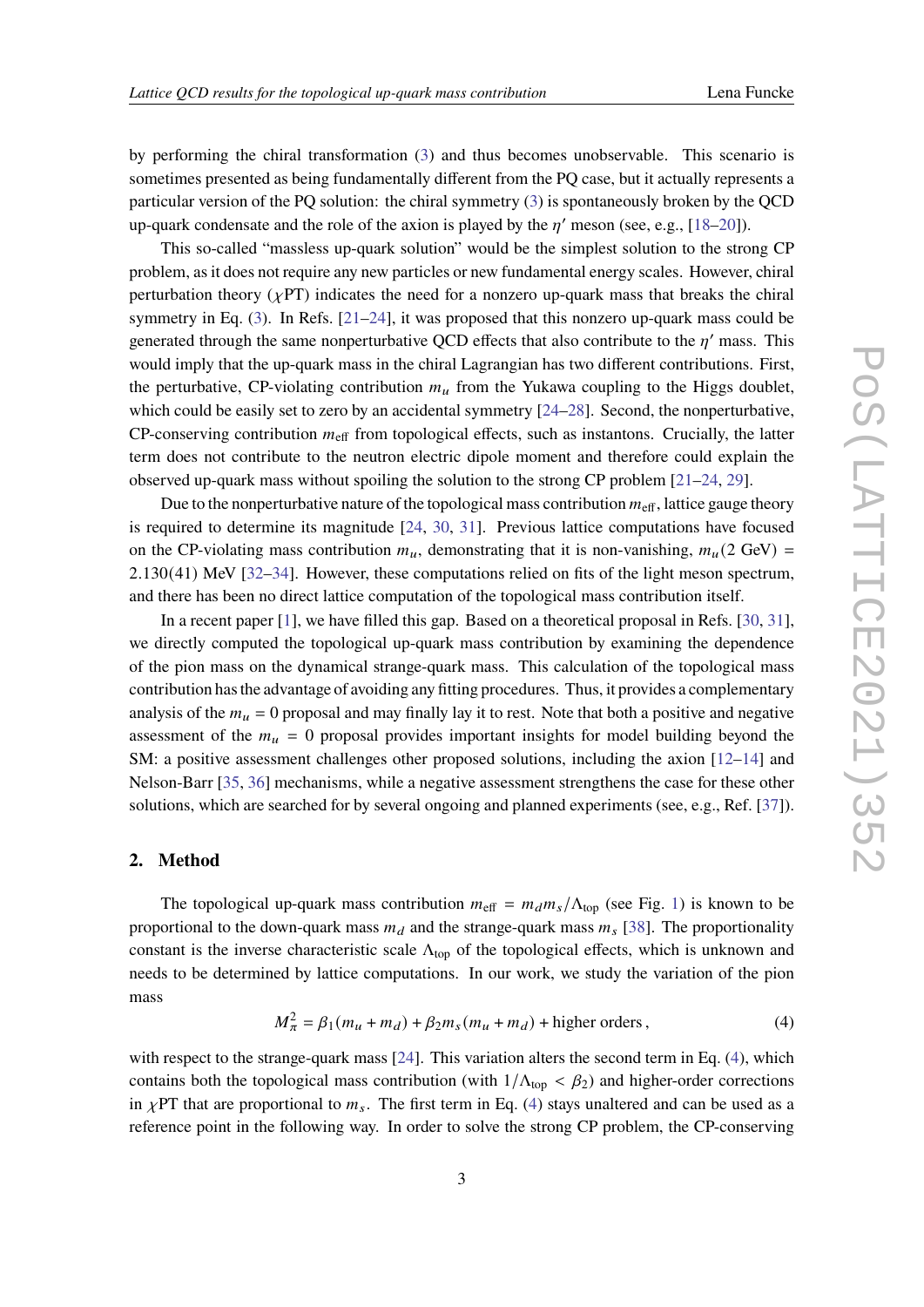by performing the chiral transformation (3) and thus becomes unobservable. This scenario is sometimes presented as being fundamentally different from the PQ case, but it actually represents a particular version of the PQ solution: the chiral symmetry (3) is spontaneously broken by the QCD up-quark condensate and the role of the axion is played by the $\eta'$ meson (see, e.g., [18–20]).

This so-called "massless up-quark solution" would be the simplest solution to the strong CP problem, as it does not require any new particles or new fundamental energy scales. However, chiral perturbation theory ($\chi$PT) indicates the need for a nonzero up-quark mass that breaks the chiral symmetry in Eq. (3). In Refs. [21–24], it was proposed that this nonzero up-quark mass could be generated through the same nonperturbative QCD effects that also contribute to the $\eta'$ mass. This would imply that the up-quark mass in the chiral Lagrangian has two different contributions. First, the perturbative, CP-violating contribution $m_u$ from the Yukawa coupling to the Higgs doublet, which could be easily set to zero by an accidental symmetry [24–28]. Second, the nonperturbative, CP-conserving contribution $m_{\text{eff}}$ from topological effects, such as instantons. Crucially, the latter term does not contribute to the neutron electric dipole moment and therefore could explain the observed up-quark mass without spoiling the solution to the strong CP problem [21–24, 29].

Due to the nonperturbative nature of the topological mass contribution $m_{\text{eff}}$, lattice gauge theory is required to determine its magnitude [24, 30, 31]. Previous lattice computations have focused on the CP-violating mass contribution $m_u$, demonstrating that it is non-vanishing, $m_u(2\text{ GeV}) = 2.130(41)$ MeV [32–34]. However, these computations relied on fits of the light meson spectrum, and there has been no direct lattice computation of the topological mass contribution itself.

In a recent paper [1], we have filled this gap. Based on a theoretical proposal in Refs. [30, 31], we directly computed the topological up-quark mass contribution by examining the dependence of the pion mass on the dynamical strange-quark mass. This calculation of the topological mass contribution has the advantage of avoiding any fitting procedures. Thus, it provides a complementary analysis of the $m_u = 0$ proposal and may finally lay it to rest. Note that both a positive and negative assessment of the $m_u = 0$ proposal provides important insights for model building beyond the SM: a positive assessment challenges other proposed solutions, including the axion [12–14] and Nelson-Barr [35, 36] mechanisms, while a negative assessment strengthens the case for these other solutions, which are searched for by several ongoing and planned experiments (see, e.g., Ref. [37]).

## 2. Method

The topological up-quark mass contribution $m_{\text{eff}} = m_d m_s/\Lambda_{\text{top}}$ (see Fig. 1) is known to be proportional to the down-quark mass $m_d$ and the strange-quark mass $m_s$ [38]. The proportionality constant is the inverse characteristic scale $\Lambda_{\text{top}}$ of the topological effects, which is unknown and needs to be determined by lattice computations. In our work, we study the variation of the pion mass

$$M_\pi^2 = \beta_1(m_u + m_d) + \beta_2 m_s(m_u + m_d) + \text{higher orders}\,, \tag{4}$$

with respect to the strange-quark mass [24]. This variation alters the second term in Eq. (4), which contains both the topological mass contribution (with $1/\Lambda_{\text{top}} < \beta_2$) and higher-order corrections in $\chi$PT that are proportional to $m_s$. The first term in Eq. (4) stays unaltered and can be used as a reference point in the following way. In order to solve the strong CP problem, the CP-conserving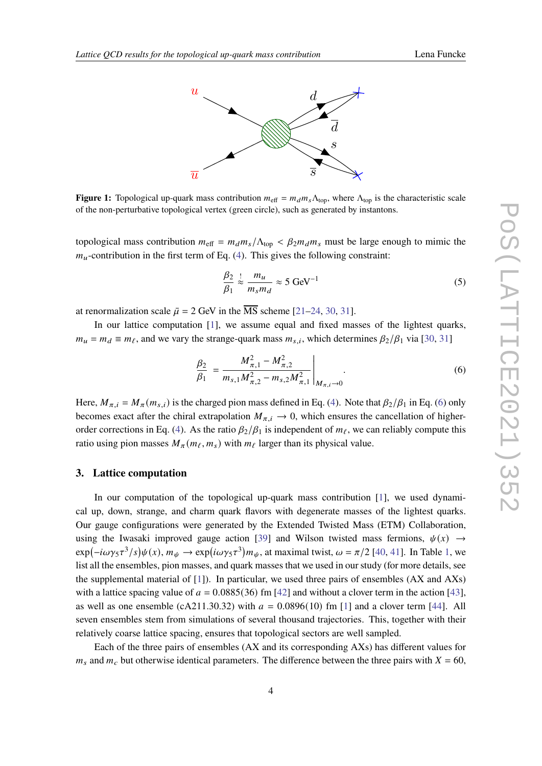**Figure 1:** Topological up-quark mass contribution $m_{\text{eff}} = m_d m_s \Lambda_{\text{top}}$, where $\Lambda_{\text{top}}$ is the characteristic scale of the non-perturbative topological vertex (green circle), such as generated by instantons.

topological mass contribution $m_{\text{eff}} = m_d m_s / \Lambda_{\text{top}} < \beta_2 m_d m_s$ must be large enough to mimic the $m_u$-contribution in the first term of Eq. (4). This gives the following constraint:

$$\frac{\beta_2}{\beta_1} \stackrel{!}{\approx} \frac{m_u}{m_s m_d} \approx 5 \text{ GeV}^{-1} \tag{5}$$

at renormalization scale $\bar{\mu} = 2$ GeV in the $\overline{\text{MS}}$ scheme [21–24, 30, 31].

In our lattice computation [1], we assume equal and fixed masses of the lightest quarks, $m_u = m_d \equiv m_\ell$, and we vary the strange-quark mass $m_{s,i}$, which determines $\beta_2/\beta_1$ via [30, 31]

$$\frac{\beta_2}{\beta_1} = \left.\frac{M^2_{\pi,1} - M^2_{\pi,2}}{m_{s,1} M^2_{\pi,2} - m_{s,2} M^2_{\pi,1}}\right|_{M_{\pi,i} \to 0}. \tag{6}$$

Here, $M_{\pi,i} = M_\pi(m_{s,i})$ is the charged pion mass defined in Eq. (4). Note that $\beta_2/\beta_1$ in Eq. (6) only becomes exact after the chiral extrapolation $M_{\pi,i} \to 0$, which ensures the cancellation of higher-order corrections in Eq. (4). As the ratio $\beta_2/\beta_1$ is independent of $m_\ell$, we can reliably compute this ratio using pion masses $M_\pi(m_\ell, m_s)$ with $m_\ell$ larger than its physical value.

## 3. Lattice computation

In our computation of the topological up-quark mass contribution [1], we used dynamical up, down, strange, and charm quark flavors with degenerate masses of the lightest quarks. Our gauge configurations were generated by the Extended Twisted Mass (ETM) Collaboration, using the Iwasaki improved gauge action [39] and Wilson twisted mass fermions, $\psi(x) \to \exp(-i\omega\gamma_5\tau^3/s)\psi(x)$, $m_\psi \to \exp(i\omega\gamma_5\tau^3)m_\psi$, at maximal twist, $\omega = \pi/2$ [40, 41]. In Table 1, we list all the ensembles, pion masses, and quark masses that we used in our study (for more details, see the supplemental material of [1]). In particular, we used three pairs of ensembles (AX and AXs) with a lattice spacing value of $a = 0.0885(36)$ fm [42] and without a clover term in the action [43], as well as one ensemble (cA211.30.32) with $a = 0.0896(10)$ fm [1] and a clover term [44]. All seven ensembles stem from simulations of several thousand trajectories. This, together with their relatively coarse lattice spacing, ensures that topological sectors are well sampled.

Each of the three pairs of ensembles (AX and its corresponding AXs) has different values for $m_s$ and $m_c$ but otherwise identical parameters. The difference between the three pairs with $X = 60$,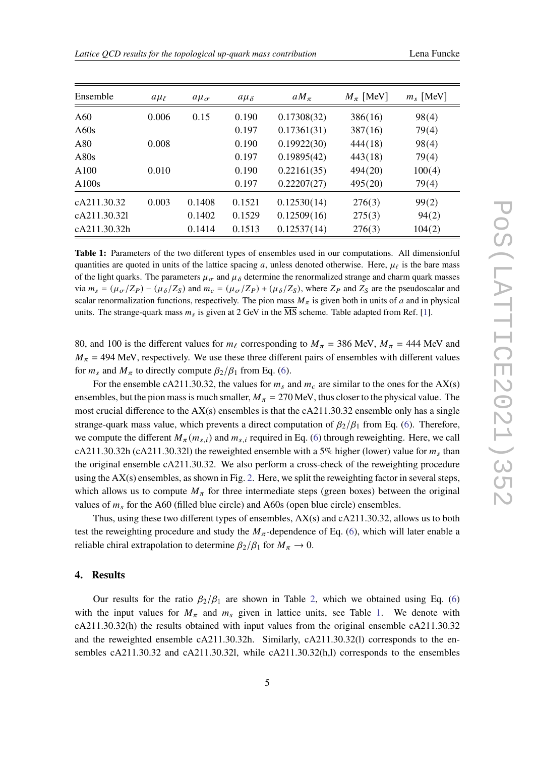| Ensemble | $a\mu_\ell$ | $a\mu_\sigma$ | $a\mu_\delta$ | $aM_\pi$ | $M_\pi$ [MeV] | $m_s$ [MeV] |
|---|---|---|---|---|---|---|
| A60 | 0.006 | 0.15 | 0.190 | 0.17308(32) | 386(16) | 98(4) |
| A60s | | | 0.197 | 0.17361(31) | 387(16) | 79(4) |
| A80 | 0.008 | | 0.190 | 0.19922(30) | 444(18) | 98(4) |
| A80s | | | 0.197 | 0.19895(42) | 443(18) | 79(4) |
| A100 | 0.010 | | 0.190 | 0.22161(35) | 494(20) | 100(4) |
| A100s | | | 0.197 | 0.22207(27) | 495(20) | 79(4) |
| cA211.30.32 | 0.003 | 0.1408 | 0.1521 | 0.12530(14) | 276(3) | 99(2) |
| cA211.30.32l | | 0.1402 | 0.1529 | 0.12509(16) | 275(3) | 94(2) |
| cA211.30.32h | | 0.1414 | 0.1513 | 0.12537(14) | 276(3) | 104(2) |

**Table 1:** Parameters of the two different types of ensembles used in our computations. All dimensionful quantities are quoted in units of the lattice spacing $a$, unless denoted otherwise. Here, $\mu_\ell$ is the bare mass of the light quarks. The parameters $\mu_\sigma$ and $\mu_\delta$ determine the renormalized strange and charm quark masses via $m_s = (\mu_\sigma/Z_P) - (\mu_\delta/Z_S)$ and $m_c = (\mu_\sigma/Z_P) + (\mu_\delta/Z_S)$, where $Z_P$ and $Z_S$ are the pseudoscalar and scalar renormalization functions, respectively. The pion mass $M_\pi$ is given both in units of $a$ and in physical units. The strange-quark mass $m_s$ is given at 2 GeV in the $\overline{\text{MS}}$ scheme. Table adapted from Ref. [1].

80, and 100 is the different values for $m_\ell$ corresponding to $M_\pi = 386$ MeV, $M_\pi = 444$ MeV and $M_\pi = 494$ MeV, respectively. We use these three different pairs of ensembles with different values for $m_s$ and $M_\pi$ to directly compute $\beta_2/\beta_1$ from Eq. (6).

For the ensemble cA211.30.32, the values for $m_s$ and $m_c$ are similar to the ones for the AX(s) ensembles, but the pion mass is much smaller, $M_\pi = 270$ MeV, thus closer to the physical value. The most crucial difference to the AX(s) ensembles is that the cA211.30.32 ensemble only has a single strange-quark mass value, which prevents a direct computation of $\beta_2/\beta_1$ from Eq. (6). Therefore, we compute the different $M_\pi(m_{s,i})$ and $m_{s,i}$ required in Eq. (6) through reweighting. Here, we call cA211.30.32h (cA211.30.32l) the reweighted ensemble with a 5% higher (lower) value for $m_s$ than the original ensemble cA211.30.32. We also perform a cross-check of the reweighting procedure using the AX(s) ensembles, as shown in Fig. 2. Here, we split the reweighting factor in several steps, which allows us to compute $M_\pi$ for three intermediate steps (green boxes) between the original values of $m_s$ for the A60 (filled blue circle) and A60s (open blue circle) ensembles.

Thus, using these two different types of ensembles, AX(s) and cA211.30.32, allows us to both test the reweighting procedure and study the $M_\pi$-dependence of Eq. (6), which will later enable a reliable chiral extrapolation to determine $\beta_2/\beta_1$ for $M_\pi \to 0$.

## 4. Results

Our results for the ratio $\beta_2/\beta_1$ are shown in Table 2, which we obtained using Eq. (6) with the input values for $M_\pi$ and $m_s$ given in lattice units, see Table 1. We denote with cA211.30.32(h) the results obtained with input values from the original ensemble cA211.30.32 and the reweighted ensemble cA211.30.32h. Similarly, cA211.30.32(l) corresponds to the ensembles cA211.30.32 and cA211.30.32l, while cA211.30.32(h,l) corresponds to the ensembles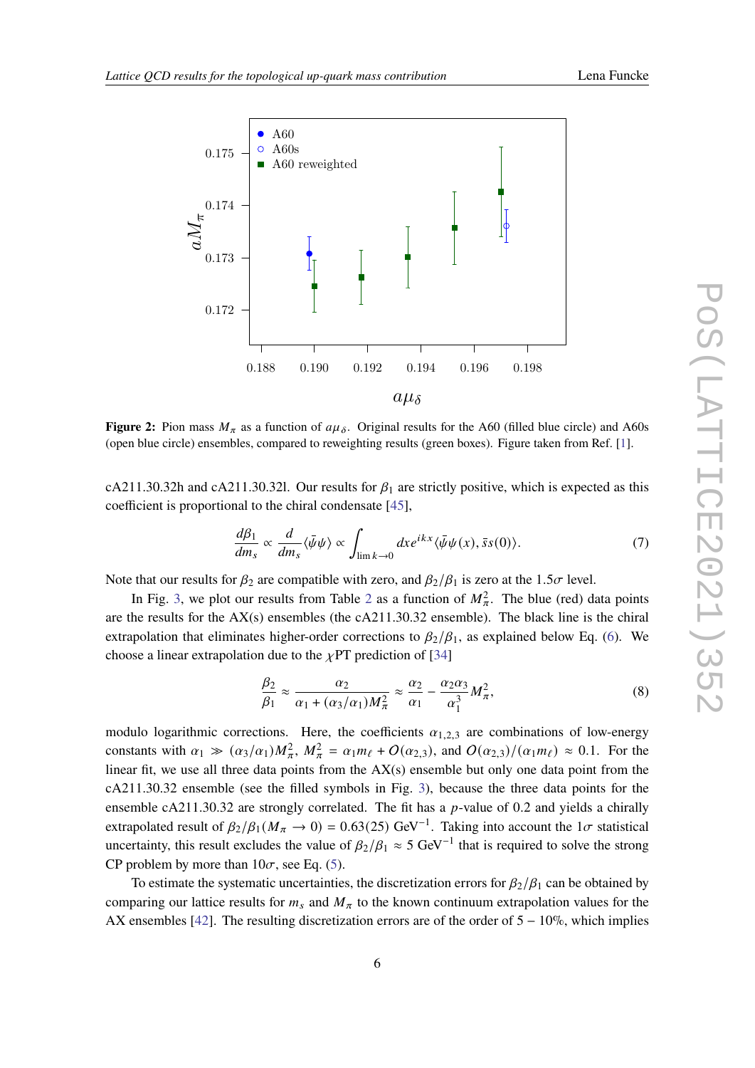**Figure 2:** Pion mass $M_\pi$ as a function of $a\mu_\delta$. Original results for the A60 (filled blue circle) and A60s (open blue circle) ensembles, compared to reweighting results (green boxes). Figure taken from Ref. [1].

cA211.30.32h and cA211.30.32l. Our results for $\beta_1$ are strictly positive, which is expected as this coefficient is proportional to the chiral condensate [45],

$$\frac{d\beta_1}{dm_s} \propto \frac{d}{dm_s}\langle\bar{\psi}\psi\rangle \propto \int_{\lim k\to 0} dx e^{ikx}\langle\bar{\psi}\psi(x), \bar{s}s(0)\rangle. \tag{7}$$

Note that our results for $\beta_2$ are compatible with zero, and $\beta_2/\beta_1$ is zero at the $1.5\sigma$ level.

In Fig. 3, we plot our results from Table 2 as a function of $M_\pi^2$. The blue (red) data points are the results for the AX(s) ensembles (the cA211.30.32 ensemble). The black line is the chiral extrapolation that eliminates higher-order corrections to $\beta_2/\beta_1$, as explained below Eq. (6). We choose a linear extrapolation due to the $\chi$PT prediction of [34]

$$\frac{\beta_2}{\beta_1} \approx \frac{\alpha_2}{\alpha_1 + (\alpha_3/\alpha_1)M_\pi^2} \approx \frac{\alpha_2}{\alpha_1} - \frac{\alpha_2\alpha_3}{\alpha_1^3}M_\pi^2, \tag{8}$$

modulo logarithmic corrections. Here, the coefficients $\alpha_{1,2,3}$ are combinations of low-energy constants with $\alpha_1 \gg (\alpha_3/\alpha_1)M_\pi^2$, $M_\pi^2 = \alpha_1 m_\ell + O(\alpha_{2,3})$, and $O(\alpha_{2,3})/(\alpha_1 m_\ell) \approx 0.1$. For the linear fit, we use all three data points from the AX(s) ensemble but only one data point from the cA211.30.32 ensemble (see the filled symbols in Fig. 3), because the three data points for the ensemble cA211.30.32 are strongly correlated. The fit has a $p$-value of 0.2 and yields a chirally extrapolated result of $\beta_2/\beta_1(M_\pi \to 0) = 0.63(25)\ \text{GeV}^{-1}$. Taking into account the $1\sigma$ statistical uncertainty, this result excludes the value of $\beta_2/\beta_1 \approx 5\ \text{GeV}^{-1}$ that is required to solve the strong CP problem by more than $10\sigma$, see Eq. (5).

To estimate the systematic uncertainties, the discretization errors for $\beta_2/\beta_1$ can be obtained by comparing our lattice results for $m_s$ and $M_\pi$ to the known continuum extrapolation values for the AX ensembles [42]. The resulting discretization errors are of the order of $5-10\%$, which implies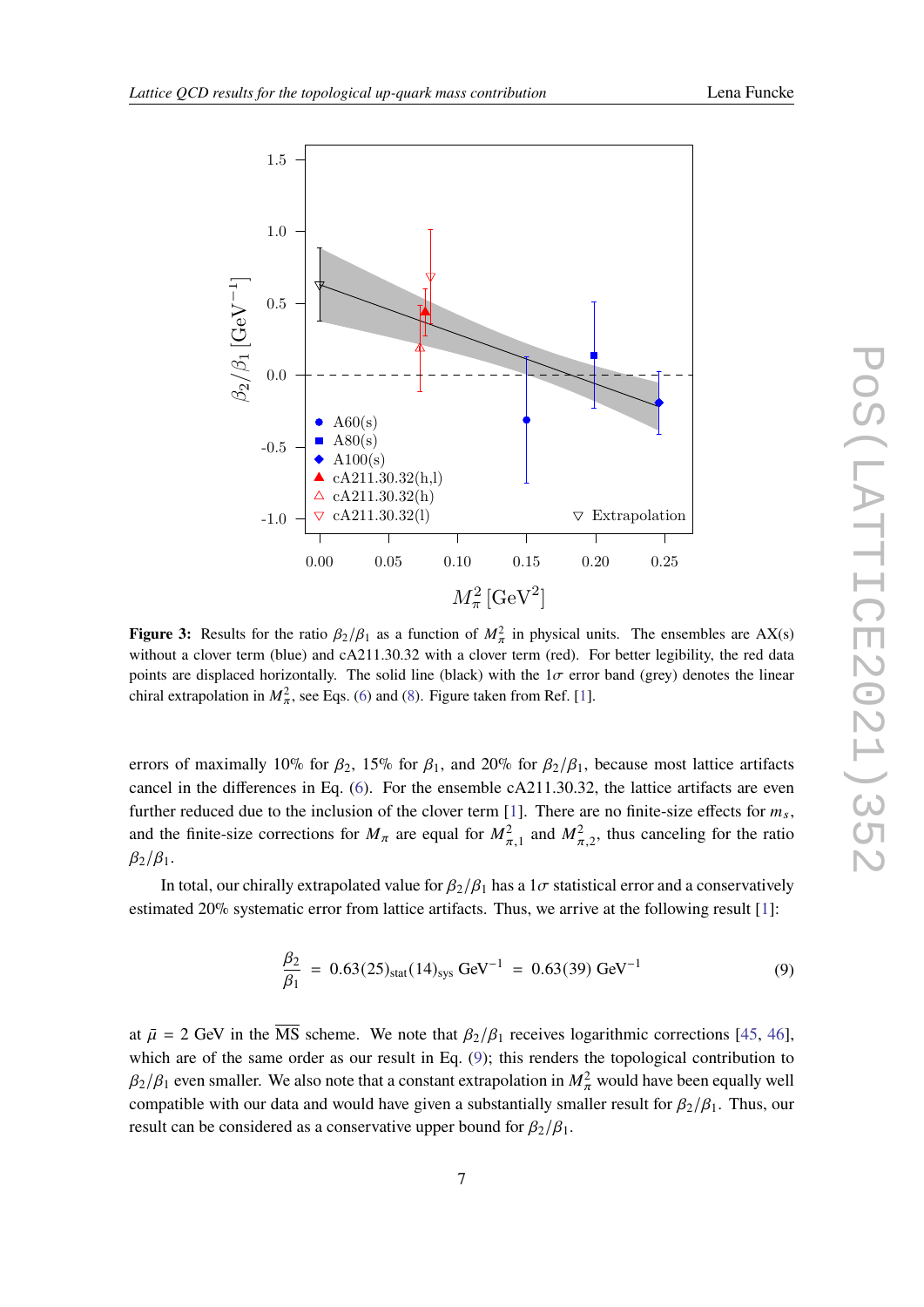**Figure 3:** Results for the ratio $\beta_2/\beta_1$ as a function of $M_\pi^2$ in physical units. The ensembles are AX(s) without a clover term (blue) and cA211.30.32 with a clover term (red). For better legibility, the red data points are displaced horizontally. The solid line (black) with the $1\sigma$ error band (grey) denotes the linear chiral extrapolation in $M_\pi^2$, see Eqs. (6) and (8). Figure taken from Ref. [1].

errors of maximally 10% for $\beta_2$, 15% for $\beta_1$, and 20% for $\beta_2/\beta_1$, because most lattice artifacts cancel in the differences in Eq. (6). For the ensemble cA211.30.32, the lattice artifacts are even further reduced due to the inclusion of the clover term [1]. There are no finite-size effects for $m_s$, and the finite-size corrections for $M_\pi$ are equal for $M_{\pi,1}^2$ and $M_{\pi,2}^2$, thus canceling for the ratio $\beta_2/\beta_1$.

In total, our chirally extrapolated value for $\beta_2/\beta_1$ has a $1\sigma$ statistical error and a conservatively estimated 20% systematic error from lattice artifacts. Thus, we arrive at the following result [1]:

$$\frac{\beta_2}{\beta_1} = 0.63(25)_{\text{stat}}(14)_{\text{sys}}\ \text{GeV}^{-1} = 0.63(39)\ \text{GeV}^{-1} \tag{9}$$

at $\bar{\mu} = 2$ GeV in the $\overline{\text{MS}}$ scheme. We note that $\beta_2/\beta_1$ receives logarithmic corrections [45, 46], which are of the same order as our result in Eq. (9); this renders the topological contribution to $\beta_2/\beta_1$ even smaller. We also note that a constant extrapolation in $M_\pi^2$ would have been equally well compatible with our data and would have given a substantially smaller result for $\beta_2/\beta_1$. Thus, our result can be considered as a conservative upper bound for $\beta_2/\beta_1$.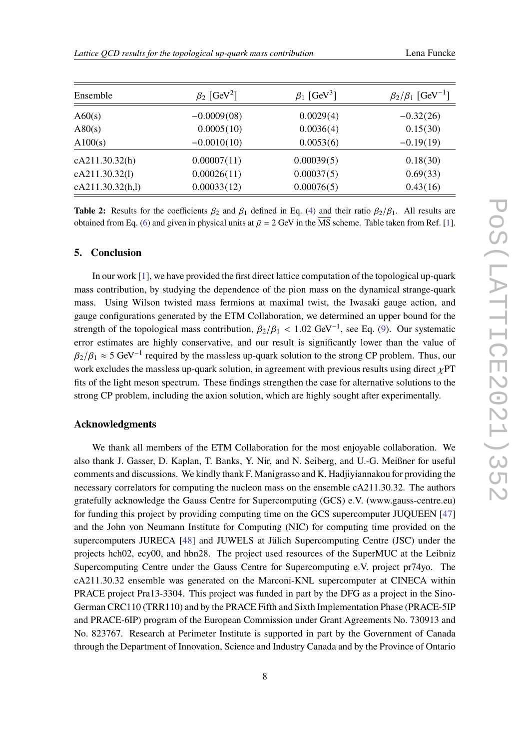| Ensemble | $\beta_2$ [GeV$^2$] | $\beta_1$ [GeV$^3$] | $\beta_2/\beta_1$ [GeV$^{-1}$] |
|---|---|---|---|
| A60(s) | $-0.0009(08)$ | $0.0029(4)$ | $-0.32(26)$ |
| A80(s) | $0.0005(10)$ | $0.0036(4)$ | $0.15(30)$ |
| A100(s) | $-0.0010(10)$ | $0.0053(6)$ | $-0.19(19)$ |
| cA211.30.32(h) | $0.00007(11)$ | $0.00039(5)$ | $0.18(30)$ |
| cA211.30.32(l) | $0.00026(11)$ | $0.00037(5)$ | $0.69(33)$ |
| cA211.30.32(h,l) | $0.00033(12)$ | $0.00076(5)$ | $0.43(16)$ |

**Table 2:** Results for the coefficients $\beta_2$ and $\beta_1$ defined in Eq. (4) and their ratio $\beta_2/\beta_1$. All results are obtained from Eq. (6) and given in physical units at $\bar{\mu} = 2$ GeV in the $\overline{\text{MS}}$ scheme. Table taken from Ref. [1].

## 5. Conclusion

In our work [1], we have provided the first direct lattice computation of the topological up-quark mass contribution, by studying the dependence of the pion mass on the dynamical strange-quark mass. Using Wilson twisted mass fermions at maximal twist, the Iwasaki gauge action, and gauge configurations generated by the ETM Collaboration, we determined an upper bound for the strength of the topological mass contribution, $\beta_2/\beta_1 < 1.02$ GeV$^{-1}$, see Eq. (9). Our systematic error estimates are highly conservative, and our result is significantly lower than the value of $\beta_2/\beta_1 \approx 5$ GeV$^{-1}$ required by the massless up-quark solution to the strong CP problem. Thus, our work excludes the massless up-quark solution, in agreement with previous results using direct $\chi$PT fits of the light meson spectrum. These findings strengthen the case for alternative solutions to the strong CP problem, including the axion solution, which are highly sought after experimentally.

### Acknowledgments

We thank all members of the ETM Collaboration for the most enjoyable collaboration. We also thank J. Gasser, D. Kaplan, T. Banks, Y. Nir, and N. Seiberg, and U.-G. Meißner for useful comments and discussions. We kindly thank F. Manigrasso and K. Hadjiyiannakou for providing the necessary correlators for computing the nucleon mass on the ensemble cA211.30.32. The authors gratefully acknowledge the Gauss Centre for Supercomputing (GCS) e.V. (www.gauss-centre.eu) for funding this project by providing computing time on the GCS supercomputer JUQUEEN [47] and the John von Neumann Institute for Computing (NIC) for computing time provided on the supercomputers JURECA [48] and JUWELS at Jülich Supercomputing Centre (JSC) under the projects hch02, ecy00, and hbn28. The project used resources of the SuperMUC at the Leibniz Supercomputing Centre under the Gauss Centre for Supercomputing e.V. project pr74yo. The cA211.30.32 ensemble was generated on the Marconi-KNL supercomputer at CINECA within PRACE project Pra13-3304. This project was funded in part by the DFG as a project in the Sino-German CRC110 (TRR110) and by the PRACE Fifth and Sixth Implementation Phase (PRACE-5IP and PRACE-6IP) program of the European Commission under Grant Agreements No. 730913 and No. 823767. Research at Perimeter Institute is supported in part by the Government of Canada through the Department of Innovation, Science and Industry Canada and by the Province of Ontario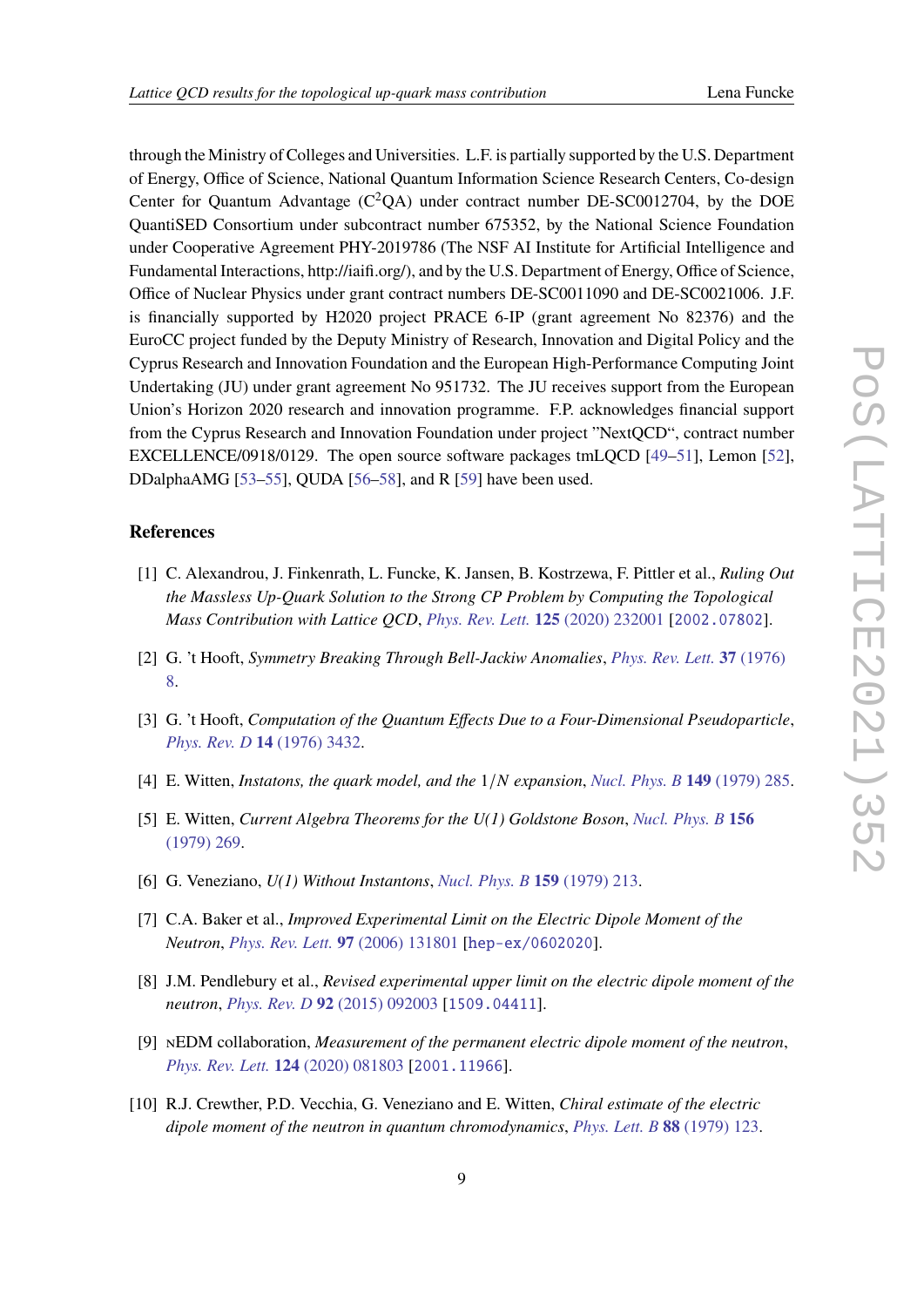through the Ministry of Colleges and Universities. L.F. is partially supported by the U.S. Department of Energy, Office of Science, National Quantum Information Science Research Centers, Co-design Center for Quantum Advantage ($C^2$QA) under contract number DE-SC0012704, by the DOE QuantiSED Consortium under subcontract number 675352, by the National Science Foundation under Cooperative Agreement PHY-2019786 (The NSF AI Institute for Artificial Intelligence and Fundamental Interactions, http://iaifi.org/), and by the U.S. Department of Energy, Office of Science, Office of Nuclear Physics under grant contract numbers DE-SC0011090 and DE-SC0021006. J.F. is financially supported by H2020 project PRACE 6-IP (grant agreement No 82376) and the EuroCC project funded by the Deputy Ministry of Research, Innovation and Digital Policy and the Cyprus Research and Innovation Foundation and the European High-Performance Computing Joint Undertaking (JU) under grant agreement No 951732. The JU receives support from the European Union's Horizon 2020 research and innovation programme. F.P. acknowledges financial support from the Cyprus Research and Innovation Foundation under project "NextQCD", contract number EXCELLENCE/0918/0129. The open source software packages tmLQCD [49–51], Lemon [52], DDalphaAMG [53–55], QUDA [56–58], and R [59] have been used.

## References

[1] C. Alexandrou, J. Finkenrath, L. Funcke, K. Jansen, B. Kostrzewa, F. Pittler et al., *Ruling Out the Massless Up-Quark Solution to the Strong CP Problem by Computing the Topological Mass Contribution with Lattice QCD*, Phys. Rev. Lett. **125** (2020) 232001 [2002.07802].

[2] G. 't Hooft, *Symmetry Breaking Through Bell-Jackiw Anomalies*, Phys. Rev. Lett. **37** (1976) 8.

[3] G. 't Hooft, *Computation of the Quantum Effects Due to a Four-Dimensional Pseudoparticle*, Phys. Rev. D **14** (1976) 3432.

[4] E. Witten, *Instatons, the quark model, and the* $1/N$ *expansion*, Nucl. Phys. B **149** (1979) 285.

[5] E. Witten, *Current Algebra Theorems for the U(1) Goldstone Boson*, Nucl. Phys. B **156** (1979) 269.

[6] G. Veneziano, *U(1) Without Instantons*, Nucl. Phys. B **159** (1979) 213.

[7] C.A. Baker et al., *Improved Experimental Limit on the Electric Dipole Moment of the Neutron*, Phys. Rev. Lett. **97** (2006) 131801 [hep-ex/0602020].

[8] J.M. Pendlebury et al., *Revised experimental upper limit on the electric dipole moment of the neutron*, Phys. Rev. D **92** (2015) 092003 [1509.04411].

[9] nEDM collaboration, *Measurement of the permanent electric dipole moment of the neutron*, Phys. Rev. Lett. **124** (2020) 081803 [2001.11966].

[10] R.J. Crewther, P.D. Vecchia, G. Veneziano and E. Witten, *Chiral estimate of the electric dipole moment of the neutron in quantum chromodynamics*, Phys. Lett. B **88** (1979) 123.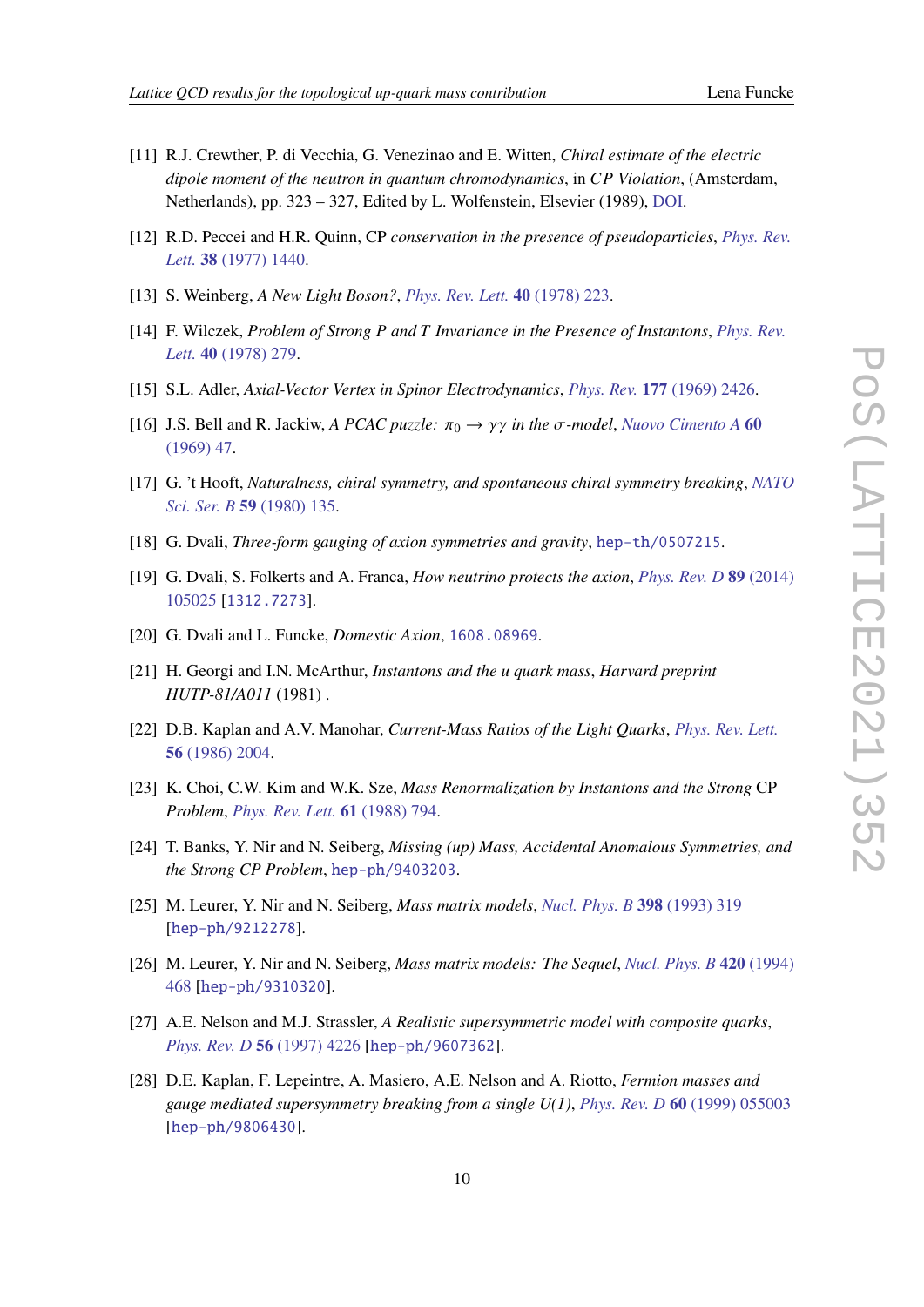[11] R.J. Crewther, P. di Vecchia, G. Venezinao and E. Witten, *Chiral estimate of the electric dipole moment of the neutron in quantum chromodynamics*, in *CP Violation*, (Amsterdam, Netherlands), pp. 323 – 327, Edited by L. Wolfenstein, Elsevier (1989), DOI.

[12] R.D. Peccei and H.R. Quinn, CP *conservation in the presence of pseudoparticles*, *Phys. Rev. Lett.* **38** (1977) 1440.

[13] S. Weinberg, *A New Light Boson?*, *Phys. Rev. Lett.* **40** (1978) 223.

[14] F. Wilczek, *Problem of Strong P and T Invariance in the Presence of Instantons*, *Phys. Rev. Lett.* **40** (1978) 279.

[15] S.L. Adler, *Axial-Vector Vertex in Spinor Electrodynamics*, *Phys. Rev.* **177** (1969) 2426.

[16] J.S. Bell and R. Jackiw, *A PCAC puzzle: $\pi_0 \to \gamma\gamma$ in the $\sigma$-model*, *Nuovo Cimento A* **60** (1969) 47.

[17] G. 't Hooft, *Naturalness, chiral symmetry, and spontaneous chiral symmetry breaking*, *NATO Sci. Ser. B* **59** (1980) 135.

[18] G. Dvali, *Three-form gauging of axion symmetries and gravity*, hep-th/0507215.

[19] G. Dvali, S. Folkerts and A. Franca, *How neutrino protects the axion*, *Phys. Rev. D* **89** (2014) 105025 [1312.7273].

[20] G. Dvali and L. Funcke, *Domestic Axion*, 1608.08969.

[21] H. Georgi and I.N. McArthur, *Instantons and the u quark mass*, *Harvard preprint HUTP-81/A011* (1981) .

[22] D.B. Kaplan and A.V. Manohar, *Current-Mass Ratios of the Light Quarks*, *Phys. Rev. Lett.* **56** (1986) 2004.

[23] K. Choi, C.W. Kim and W.K. Sze, *Mass Renormalization by Instantons and the Strong* CP *Problem*, *Phys. Rev. Lett.* **61** (1988) 794.

[24] T. Banks, Y. Nir and N. Seiberg, *Missing (up) Mass, Accidental Anomalous Symmetries, and the Strong CP Problem*, hep-ph/9403203.

[25] M. Leurer, Y. Nir and N. Seiberg, *Mass matrix models*, *Nucl. Phys. B* **398** (1993) 319 [hep-ph/9212278].

[26] M. Leurer, Y. Nir and N. Seiberg, *Mass matrix models: The Sequel*, *Nucl. Phys. B* **420** (1994) 468 [hep-ph/9310320].

[27] A.E. Nelson and M.J. Strassler, *A Realistic supersymmetric model with composite quarks*, *Phys. Rev. D* **56** (1997) 4226 [hep-ph/9607362].

[28] D.E. Kaplan, F. Lepeintre, A. Masiero, A.E. Nelson and A. Riotto, *Fermion masses and gauge mediated supersymmetry breaking from a single U(1)*, *Phys. Rev. D* **60** (1999) 055003 [hep-ph/9806430].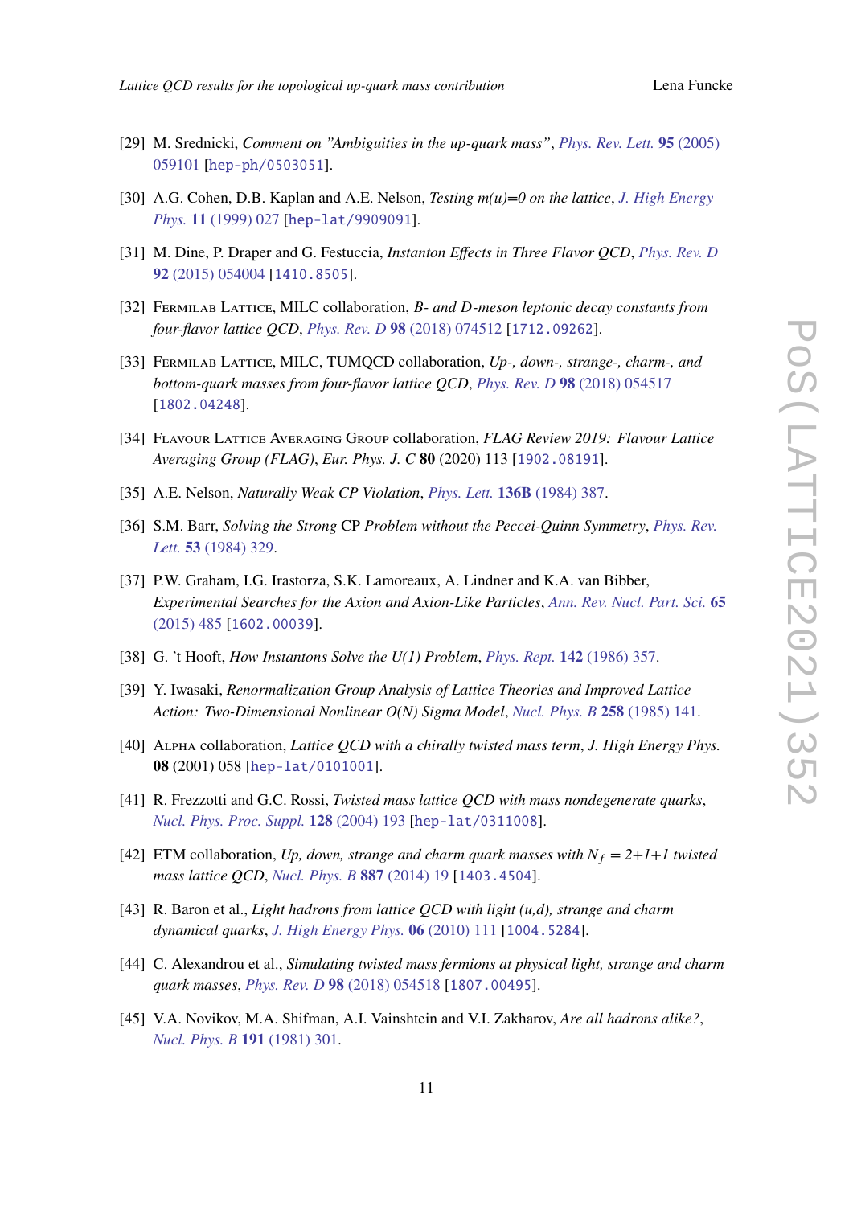[29] M. Srednicki, *Comment on "Ambiguities in the up-quark mass"*, Phys. Rev. Lett. **95** (2005) 059101 [hep-ph/0503051].

[30] A.G. Cohen, D.B. Kaplan and A.E. Nelson, *Testing m(u)=0 on the lattice*, J. High Energy Phys. **11** (1999) 027 [hep-lat/9909091].

[31] M. Dine, P. Draper and G. Festuccia, *Instanton Effects in Three Flavor QCD*, Phys. Rev. D **92** (2015) 054004 [1410.8505].

[32] Fermilab Lattice, MILC collaboration, *B- and D-meson leptonic decay constants from four-flavor lattice QCD*, Phys. Rev. D **98** (2018) 074512 [1712.09262].

[33] Fermilab Lattice, MILC, TUMQCD collaboration, *Up-, down-, strange-, charm-, and bottom-quark masses from four-flavor lattice QCD*, Phys. Rev. D **98** (2018) 054517 [1802.04248].

[34] Flavour Lattice Averaging Group collaboration, *FLAG Review 2019: Flavour Lattice Averaging Group (FLAG)*, Eur. Phys. J. C **80** (2020) 113 [1902.08191].

[35] A.E. Nelson, *Naturally Weak CP Violation*, Phys. Lett. **136B** (1984) 387.

[36] S.M. Barr, *Solving the Strong* CP *Problem without the Peccei-Quinn Symmetry*, Phys. Rev. Lett. **53** (1984) 329.

[37] P.W. Graham, I.G. Irastorza, S.K. Lamoreaux, A. Lindner and K.A. van Bibber, *Experimental Searches for the Axion and Axion-Like Particles*, Ann. Rev. Nucl. Part. Sci. **65** (2015) 485 [1602.00039].

[38] G. 't Hooft, *How Instantons Solve the U(1) Problem*, Phys. Rept. **142** (1986) 357.

[39] Y. Iwasaki, *Renormalization Group Analysis of Lattice Theories and Improved Lattice Action: Two-Dimensional Nonlinear O(N) Sigma Model*, Nucl. Phys. B **258** (1985) 141.

[40] Alpha collaboration, *Lattice QCD with a chirally twisted mass term*, J. High Energy Phys. **08** (2001) 058 [hep-lat/0101001].

[41] R. Frezzotti and G.C. Rossi, *Twisted mass lattice QCD with mass nondegenerate quarks*, Nucl. Phys. Proc. Suppl. **128** (2004) 193 [hep-lat/0311008].

[42] ETM collaboration, *Up, down, strange and charm quark masses with $N_f$ = 2+1+1 twisted mass lattice QCD*, Nucl. Phys. B **887** (2014) 19 [1403.4504].

[43] R. Baron et al., *Light hadrons from lattice QCD with light (u,d), strange and charm dynamical quarks*, J. High Energy Phys. **06** (2010) 111 [1004.5284].

[44] C. Alexandrou et al., *Simulating twisted mass fermions at physical light, strange and charm quark masses*, Phys. Rev. D **98** (2018) 054518 [1807.00495].

[45] V.A. Novikov, M.A. Shifman, A.I. Vainshtein and V.I. Zakharov, *Are all hadrons alike?*, Nucl. Phys. B **191** (1981) 301.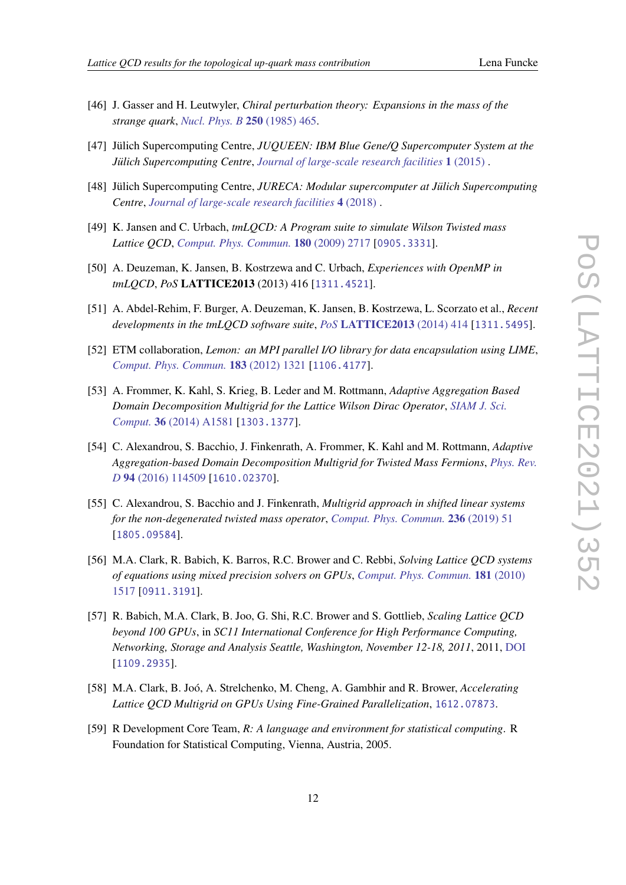[46] J. Gasser and H. Leutwyler, *Chiral perturbation theory: Expansions in the mass of the strange quark*, *Nucl. Phys. B* **250** (1985) 465.

[47] Jülich Supercomputing Centre, *JUQUEEN: IBM Blue Gene/Q Supercomputer System at the Jülich Supercomputing Centre*, *Journal of large-scale research facilities* **1** (2015) .

[48] Jülich Supercomputing Centre, *JURECA: Modular supercomputer at Jülich Supercomputing Centre*, *Journal of large-scale research facilities* **4** (2018) .

[49] K. Jansen and C. Urbach, *tmLQCD: A Program suite to simulate Wilson Twisted mass Lattice QCD*, *Comput. Phys. Commun.* **180** (2009) 2717 [0905.3331].

[50] A. Deuzeman, K. Jansen, B. Kostrzewa and C. Urbach, *Experiences with OpenMP in tmLQCD*, *PoS* **LATTICE2013** (2013) 416 [1311.4521].

[51] A. Abdel-Rehim, F. Burger, A. Deuzeman, K. Jansen, B. Kostrzewa, L. Scorzato et al., *Recent developments in the tmLQCD software suite*, *PoS* **LATTICE2013** (2014) 414 [1311.5495].

[52] ETM collaboration, *Lemon: an MPI parallel I/O library for data encapsulation using LIME*, *Comput. Phys. Commun.* **183** (2012) 1321 [1106.4177].

[53] A. Frommer, K. Kahl, S. Krieg, B. Leder and M. Rottmann, *Adaptive Aggregation Based Domain Decomposition Multigrid for the Lattice Wilson Dirac Operator*, *SIAM J. Sci. Comput.* **36** (2014) A1581 [1303.1377].

[54] C. Alexandrou, S. Bacchio, J. Finkenrath, A. Frommer, K. Kahl and M. Rottmann, *Adaptive Aggregation-based Domain Decomposition Multigrid for Twisted Mass Fermions*, *Phys. Rev. D* **94** (2016) 114509 [1610.02370].

[55] C. Alexandrou, S. Bacchio and J. Finkenrath, *Multigrid approach in shifted linear systems for the non-degenerated twisted mass operator*, *Comput. Phys. Commun.* **236** (2019) 51 [1805.09584].

[56] M.A. Clark, R. Babich, K. Barros, R.C. Brower and C. Rebbi, *Solving Lattice QCD systems of equations using mixed precision solvers on GPUs*, *Comput. Phys. Commun.* **181** (2010) 1517 [0911.3191].

[57] R. Babich, M.A. Clark, B. Joo, G. Shi, R.C. Brower and S. Gottlieb, *Scaling Lattice QCD beyond 100 GPUs*, in *SC11 International Conference for High Performance Computing, Networking, Storage and Analysis Seattle, Washington, November 12-18, 2011*, 2011, DOI [1109.2935].

[58] M.A. Clark, B. Joó, A. Strelchenko, M. Cheng, A. Gambhir and R. Brower, *Accelerating Lattice QCD Multigrid on GPUs Using Fine-Grained Parallelization*, 1612.07873.

[59] R Development Core Team, *R: A language and environment for statistical computing*. R Foundation for Statistical Computing, Vienna, Austria, 2005.